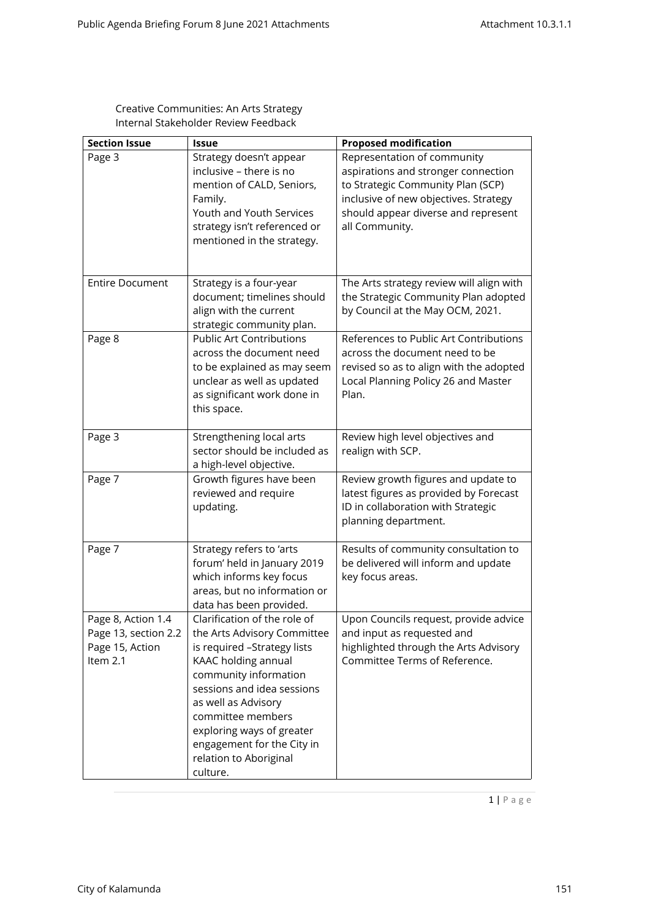Creative Communities: An Arts Strategy
Internal Stakeholder Review Feedback

| Section Issue | Issue | Proposed modification |
|---|---|---|
| Page 3 | Strategy doesn't appear inclusive – there is no mention of CALD, Seniors, Family. Youth and Youth Services strategy isn't referenced or mentioned in the strategy. | Representation of community aspirations and stronger connection to Strategic Community Plan (SCP) inclusive of new objectives. Strategy should appear diverse and represent all Community. |
| Entire Document | Strategy is a four-year document; timelines should align with the current strategic community plan. | The Arts strategy review will align with the Strategic Community Plan adopted by Council at the May OCM, 2021. |
| Page 8 | Public Art Contributions across the document need to be explained as may seem unclear as well as updated as significant work done in this space. | References to Public Art Contributions across the document need to be revised so as to align with the adopted Local Planning Policy 26 and Master Plan. |
| Page 3 | Strengthening local arts sector should be included as a high-level objective. | Review high level objectives and realign with SCP. |
| Page 7 | Growth figures have been reviewed and require updating. | Review growth figures and update to latest figures as provided by Forecast ID in collaboration with Strategic planning department. |
| Page 7 | Strategy refers to 'arts forum' held in January 2019 which informs key focus areas, but no information or data has been provided. | Results of community consultation to be delivered will inform and update key focus areas. |
| Page 8, Action 1.4 Page 13, section 2.2 Page 15, Action Item 2.1 | Clarification of the role of the Arts Advisory Committee is required –Strategy lists KAAC holding annual community information sessions and idea sessions as well as Advisory committee members exploring ways of greater engagement for the City in relation to Aboriginal culture. | Upon Councils request, provide advice and input as requested and highlighted through the Arts Advisory Committee Terms of Reference. |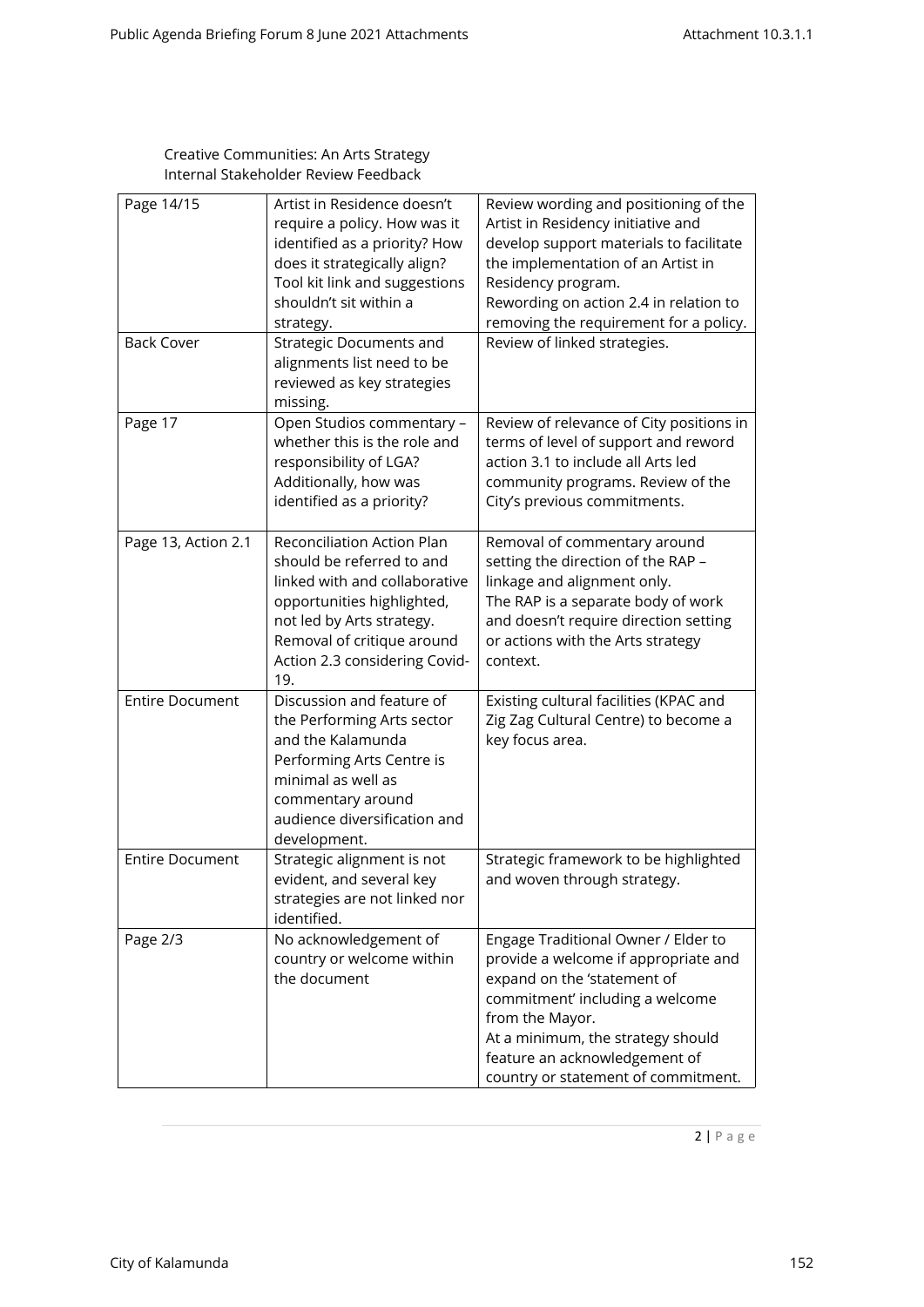Creative Communities: An Arts Strategy
Internal Stakeholder Review Feedback

| | | |
|---|---|---|
| Page 14/15 | Artist in Residence doesn't require a policy. How was it identified as a priority? How does it strategically align? Tool kit link and suggestions shouldn't sit within a strategy. | Review wording and positioning of the Artist in Residency initiative and develop support materials to facilitate the implementation of an Artist in Residency program. Rewording on action 2.4 in relation to removing the requirement for a policy. |
| Back Cover | Strategic Documents and alignments list need to be reviewed as key strategies missing. | Review of linked strategies. |
| Page 17 | Open Studios commentary – whether this is the role and responsibility of LGA? Additionally, how was identified as a priority? | Review of relevance of City positions in terms of level of support and reword action 3.1 to include all Arts led community programs. Review of the City's previous commitments. |
| Page 13, Action 2.1 | Reconciliation Action Plan should be referred to and linked with and collaborative opportunities highlighted, not led by Arts strategy. Removal of critique around Action 2.3 considering Covid-19. | Removal of commentary around setting the direction of the RAP – linkage and alignment only. The RAP is a separate body of work and doesn't require direction setting or actions with the Arts strategy context. |
| Entire Document | Discussion and feature of the Performing Arts sector and the Kalamunda Performing Arts Centre is minimal as well as commentary around audience diversification and development. | Existing cultural facilities (KPAC and Zig Zag Cultural Centre) to become a key focus area. |
| Entire Document | Strategic alignment is not evident, and several key strategies are not linked nor identified. | Strategic framework to be highlighted and woven through strategy. |
| Page 2/3 | No acknowledgement of country or welcome within the document | Engage Traditional Owner / Elder to provide a welcome if appropriate and expand on the 'statement of commitment' including a welcome from the Mayor. At a minimum, the strategy should feature an acknowledgement of country or statement of commitment. |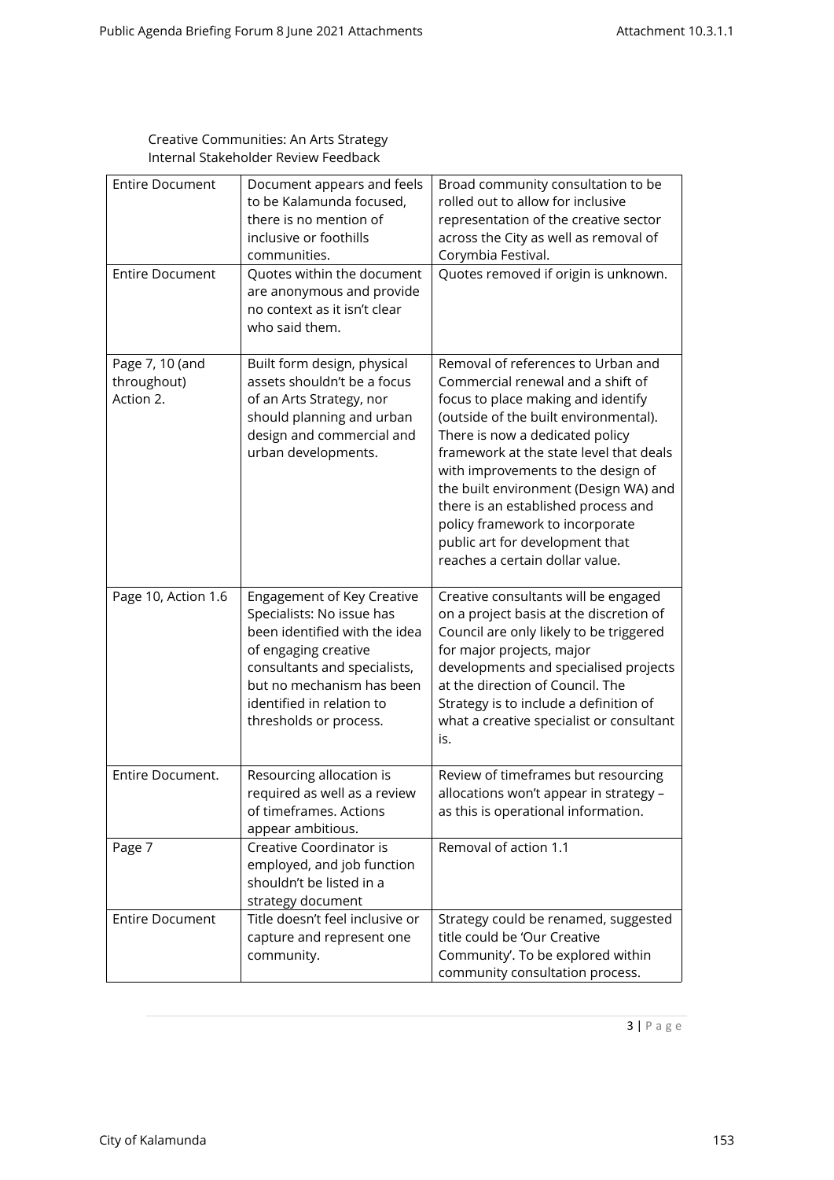Creative Communities: An Arts Strategy
Internal Stakeholder Review Feedback

| | | |
|---|---|---|
| Entire Document | Document appears and feels to be Kalamunda focused, there is no mention of inclusive or foothills communities. | Broad community consultation to be rolled out to allow for inclusive representation of the creative sector across the City as well as removal of Corymbia Festival. |
| Entire Document | Quotes within the document are anonymous and provide no context as it isn't clear who said them. | Quotes removed if origin is unknown. |
| Page 7, 10 (and throughout) Action 2. | Built form design, physical assets shouldn't be a focus of an Arts Strategy, nor should planning and urban design and commercial and urban developments. | Removal of references to Urban and Commercial renewal and a shift of focus to place making and identify (outside of the built environmental). There is now a dedicated policy framework at the state level that deals with improvements to the design of the built environment (Design WA) and there is an established process and policy framework to incorporate public art for development that reaches a certain dollar value. |
| Page 10, Action 1.6 | Engagement of Key Creative Specialists: No issue has been identified with the idea of engaging creative consultants and specialists, but no mechanism has been identified in relation to thresholds or process. | Creative consultants will be engaged on a project basis at the discretion of Council are only likely to be triggered for major projects, major developments and specialised projects at the direction of Council. The Strategy is to include a definition of what a creative specialist or consultant is. |
| Entire Document. | Resourcing allocation is required as well as a review of timeframes. Actions appear ambitious. | Review of timeframes but resourcing allocations won't appear in strategy – as this is operational information. |
| Page 7 | Creative Coordinator is employed, and job function shouldn't be listed in a strategy document | Removal of action 1.1 |
| Entire Document | Title doesn't feel inclusive or capture and represent one community. | Strategy could be renamed, suggested title could be 'Our Creative Community'. To be explored within community consultation process. |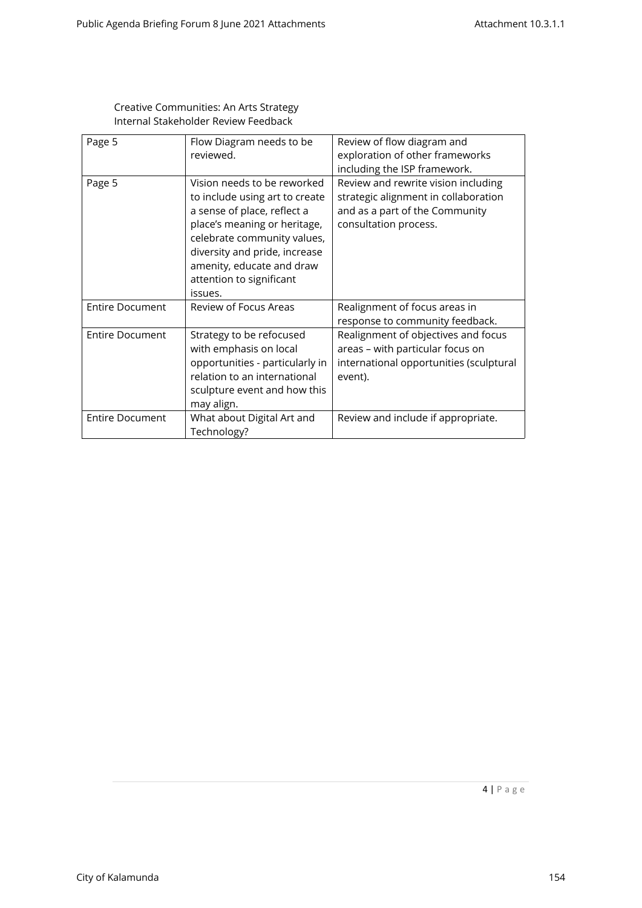Creative Communities: An Arts Strategy
Internal Stakeholder Review Feedback

| | | |
|---|---|---|
| Page 5 | Flow Diagram needs to be reviewed. | Review of flow diagram and exploration of other frameworks including the ISP framework. |
| Page 5 | Vision needs to be reworked to include using art to create a sense of place, reflect a place's meaning or heritage, celebrate community values, diversity and pride, increase amenity, educate and draw attention to significant issues. | Review and rewrite vision including strategic alignment in collaboration and as a part of the Community consultation process. |
| Entire Document | Review of Focus Areas | Realignment of focus areas in response to community feedback. |
| Entire Document | Strategy to be refocused with emphasis on local opportunities - particularly in relation to an international sculpture event and how this may align. | Realignment of objectives and focus areas – with particular focus on international opportunities (sculptural event). |
| Entire Document | What about Digital Art and Technology? | Review and include if appropriate. |